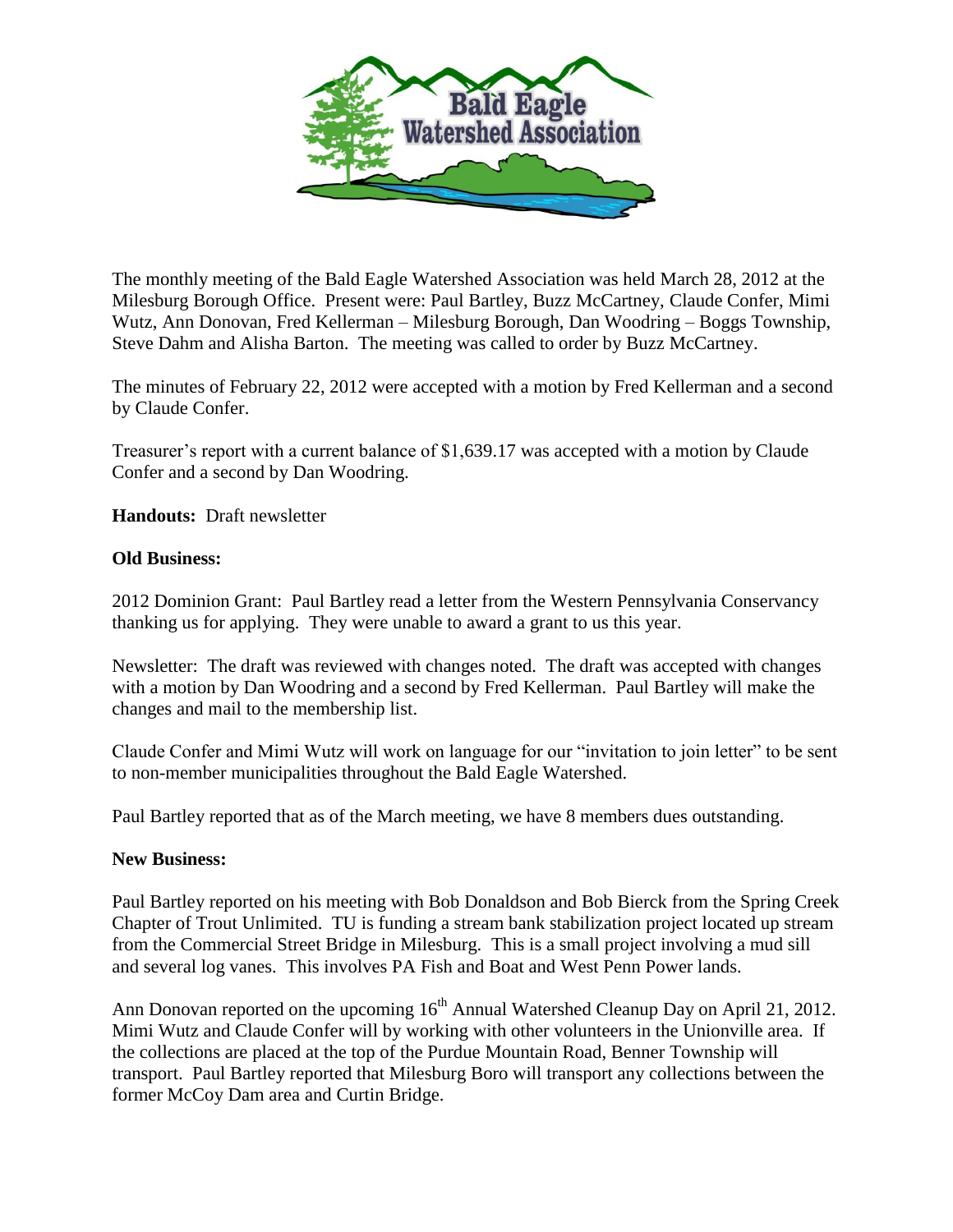The monthly meeting of the Bald Eagle Watershed Association was held March 28, 2012 at the Milesburg Borough Office. Present were: Paul Bartley, Buzz McCartney, Claude Confer, Mimi Wutz, Ann Donovan, Fred Kellerman – Milesburg Borough, Dan Woodring – Boggs Township, Steve Dahm and Alisha Barton. The meeting was called to order by Buzz McCartney.

The minutes of February 22, 2012 were accepted with a motion by Fred Kellerman and a second by Claude Confer.

Treasurer's report with a current balance of $1,639.17 was accepted with a motion by Claude Confer and a second by Dan Woodring.

**Handouts:** Draft newsletter

**Old Business:**

2012 Dominion Grant: Paul Bartley read a letter from the Western Pennsylvania Conservancy thanking us for applying. They were unable to award a grant to us this year.

Newsletter: The draft was reviewed with changes noted. The draft was accepted with changes with a motion by Dan Woodring and a second by Fred Kellerman. Paul Bartley will make the changes and mail to the membership list.

Claude Confer and Mimi Wutz will work on language for our "invitation to join letter" to be sent to non-member municipalities throughout the Bald Eagle Watershed.

Paul Bartley reported that as of the March meeting, we have 8 members dues outstanding.

**New Business:**

Paul Bartley reported on his meeting with Bob Donaldson and Bob Bierck from the Spring Creek Chapter of Trout Unlimited. TU is funding a stream bank stabilization project located up stream from the Commercial Street Bridge in Milesburg. This is a small project involving a mud sill and several log vanes. This involves PA Fish and Boat and West Penn Power lands.

Ann Donovan reported on the upcoming 16th Annual Watershed Cleanup Day on April 21, 2012. Mimi Wutz and Claude Confer will by working with other volunteers in the Unionville area. If the collections are placed at the top of the Purdue Mountain Road, Benner Township will transport. Paul Bartley reported that Milesburg Boro will transport any collections between the former McCoy Dam area and Curtin Bridge.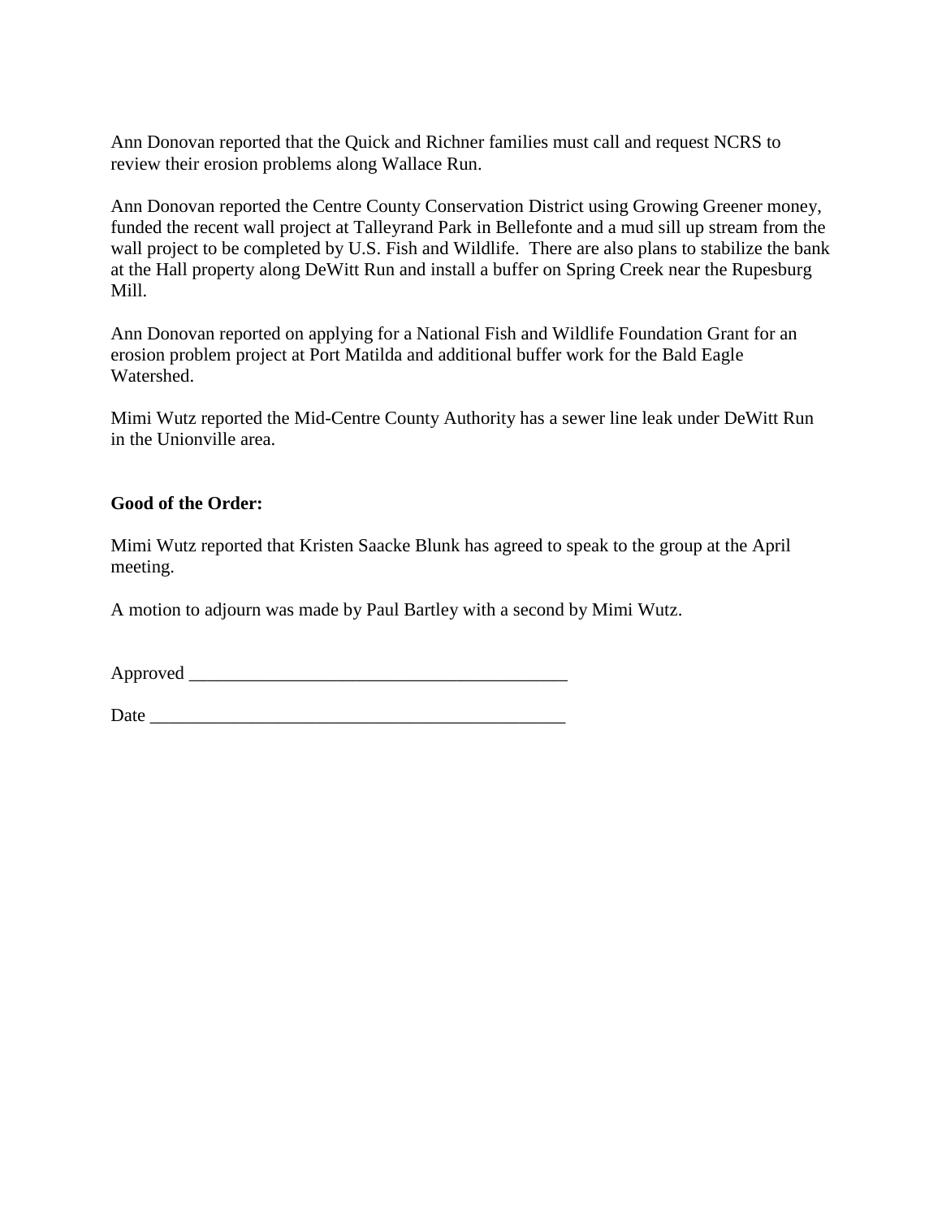Ann Donovan reported that the Quick and Richner families must call and request NCRS to review their erosion problems along Wallace Run.

Ann Donovan reported the Centre County Conservation District using Growing Greener money, funded the recent wall project at Talleyrand Park in Bellefonte and a mud sill up stream from the wall project to be completed by U.S. Fish and Wildlife. There are also plans to stabilize the bank at the Hall property along DeWitt Run and install a buffer on Spring Creek near the Rupesburg Mill.

Ann Donovan reported on applying for a National Fish and Wildlife Foundation Grant for an erosion problem project at Port Matilda and additional buffer work for the Bald Eagle Watershed.

Mimi Wutz reported the Mid-Centre County Authority has a sewer line leak under DeWitt Run in the Unionville area.

**Good of the Order:**

Mimi Wutz reported that Kristen Saacke Blunk has agreed to speak to the group at the April meeting.

A motion to adjourn was made by Paul Bartley with a second by Mimi Wutz.

Approved ________________________________________

Date ____________________________________________